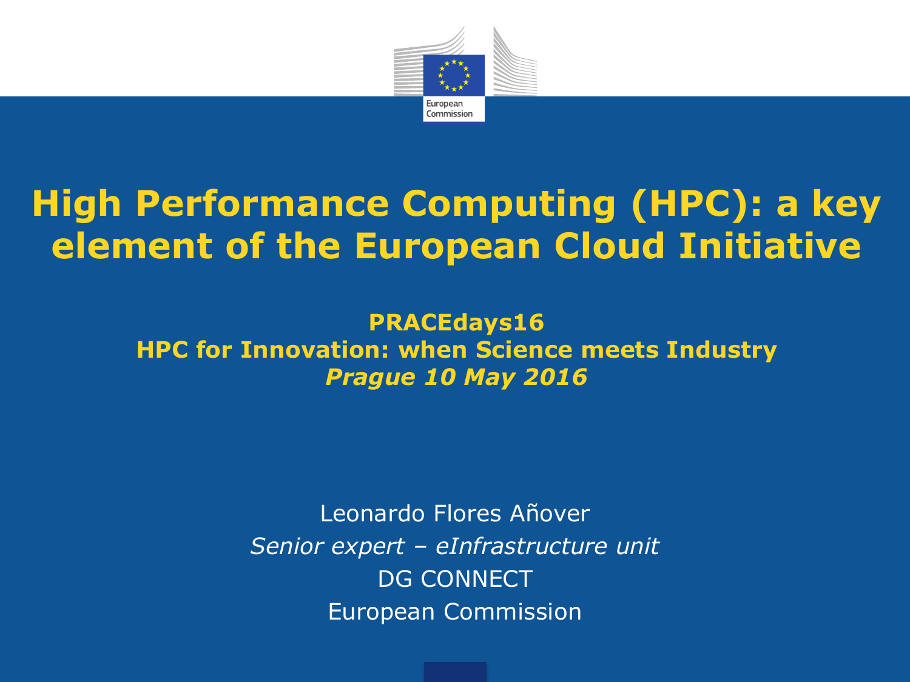# High Performance Computing (HPC): a key element of the European Cloud Initiative

**PRACEdays16**
**HPC for Innovation: when Science meets Industry**
***Prague 10 May 2016***

Leonardo Flores Añover
*Senior expert – eInfrastructure unit*
DG CONNECT
European Commission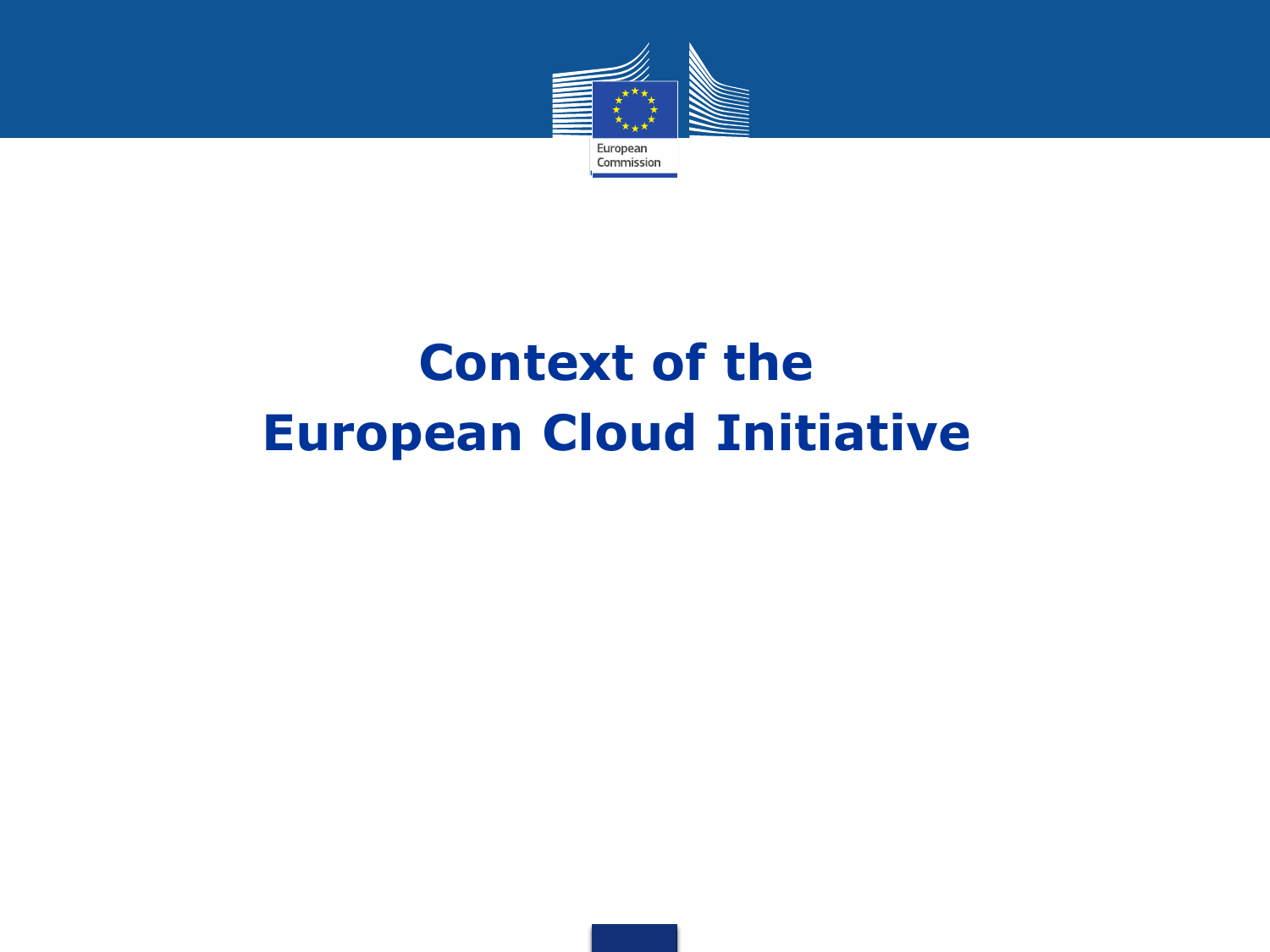# Context of the European Cloud Initiative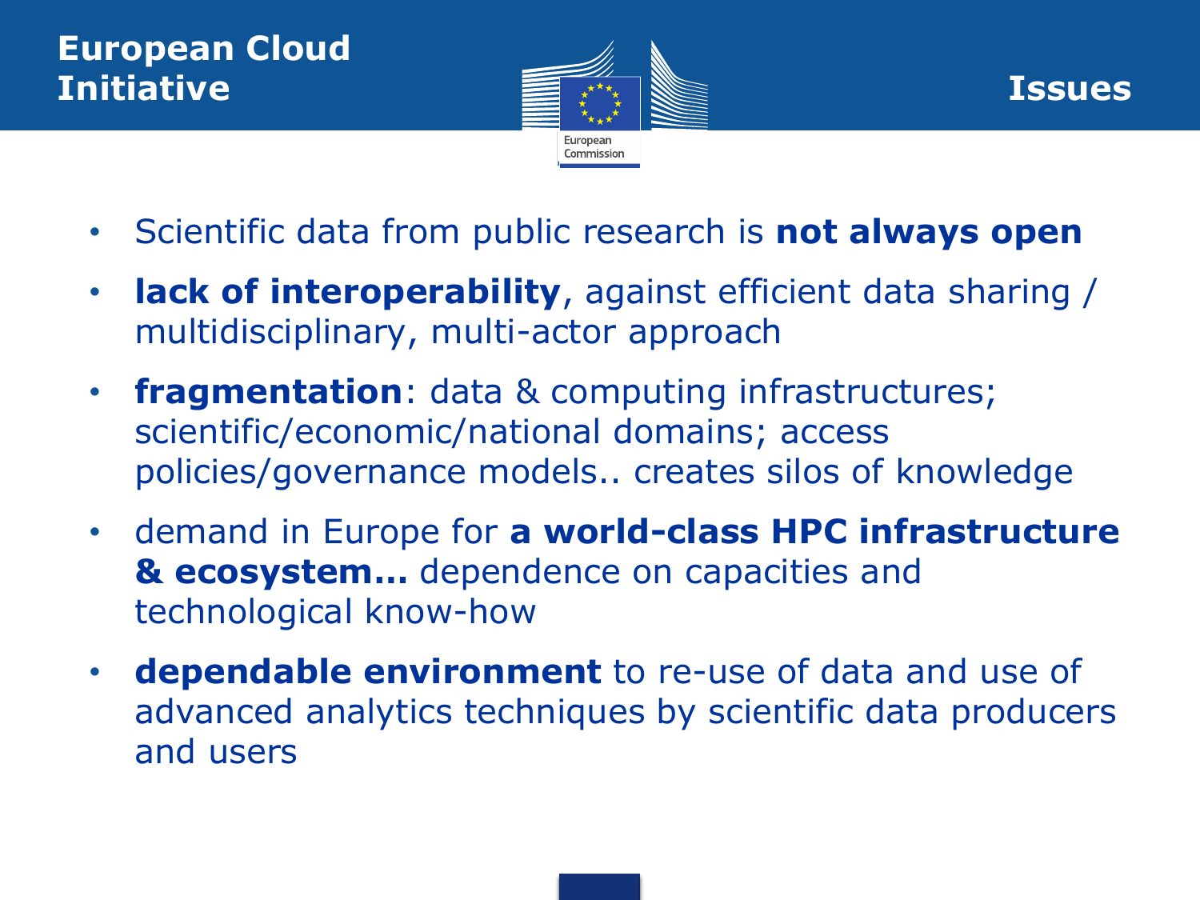# European Cloud Initiative

## Issues

- Scientific data from public research is **not always open**
- **lack of interoperability**, against efficient data sharing / multidisciplinary, multi-actor approach
- **fragmentation**: data & computing infrastructures; scientific/economic/national domains; access policies/governance models.. creates silos of knowledge
- demand in Europe for **a world-class HPC infrastructure & ecosystem…** dependence on capacities and technological know-how
- **dependable environment** to re-use of data and use of advanced analytics techniques by scientific data producers and users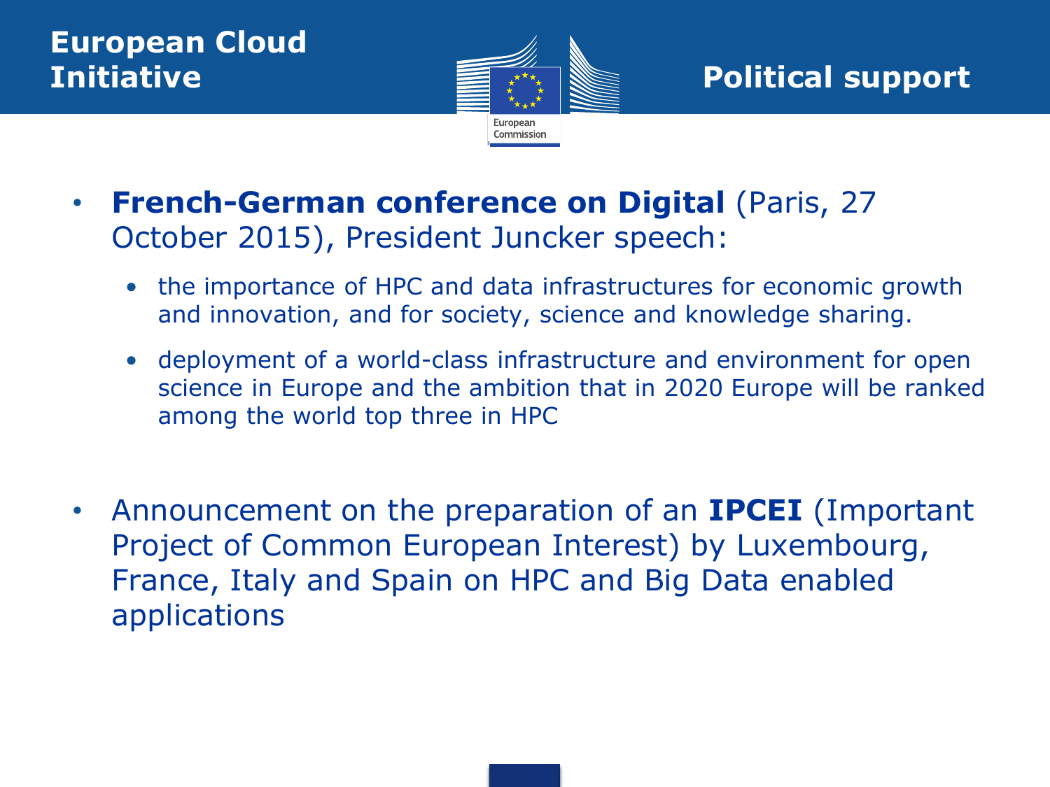# European Cloud Initiative

## Political support

- **French-German conference on Digital** (Paris, 27 October 2015), President Juncker speech:
  - the importance of HPC and data infrastructures for economic growth and innovation, and for society, science and knowledge sharing.
  - deployment of a world-class infrastructure and environment for open science in Europe and the ambition that in 2020 Europe will be ranked among the world top three in HPC

- Announcement on the preparation of an **IPCEI** (Important Project of Common European Interest) by Luxembourg, France, Italy and Spain on HPC and Big Data enabled applications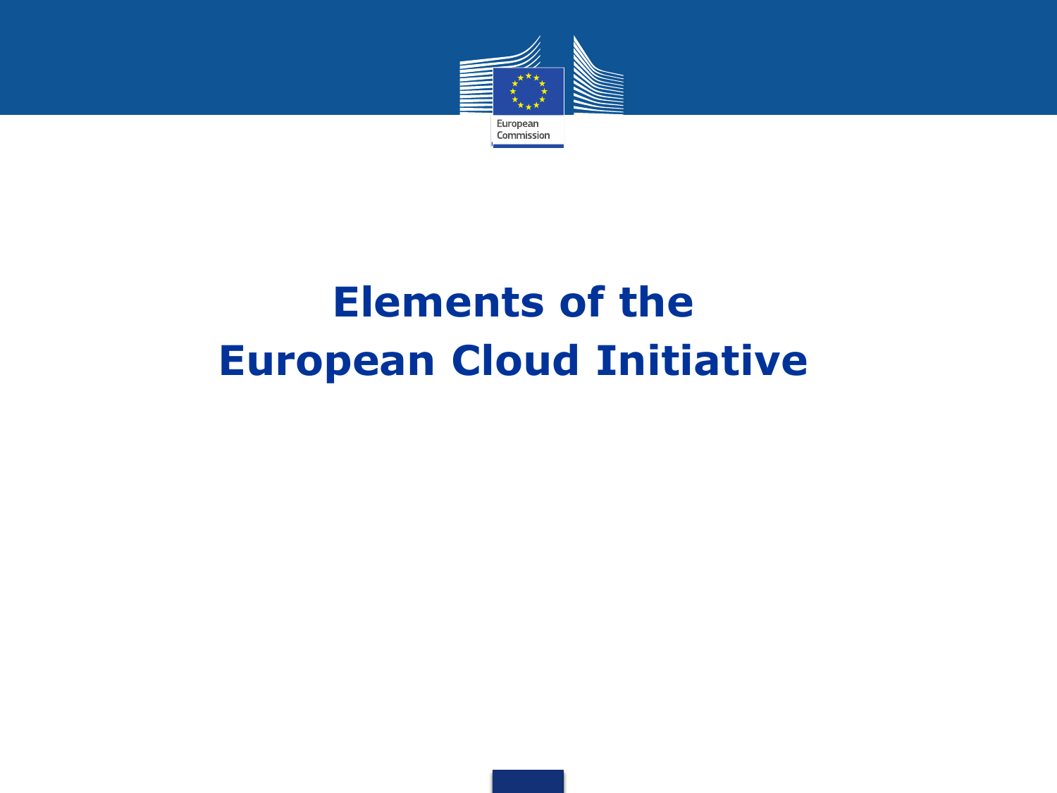# Elements of the European Cloud Initiative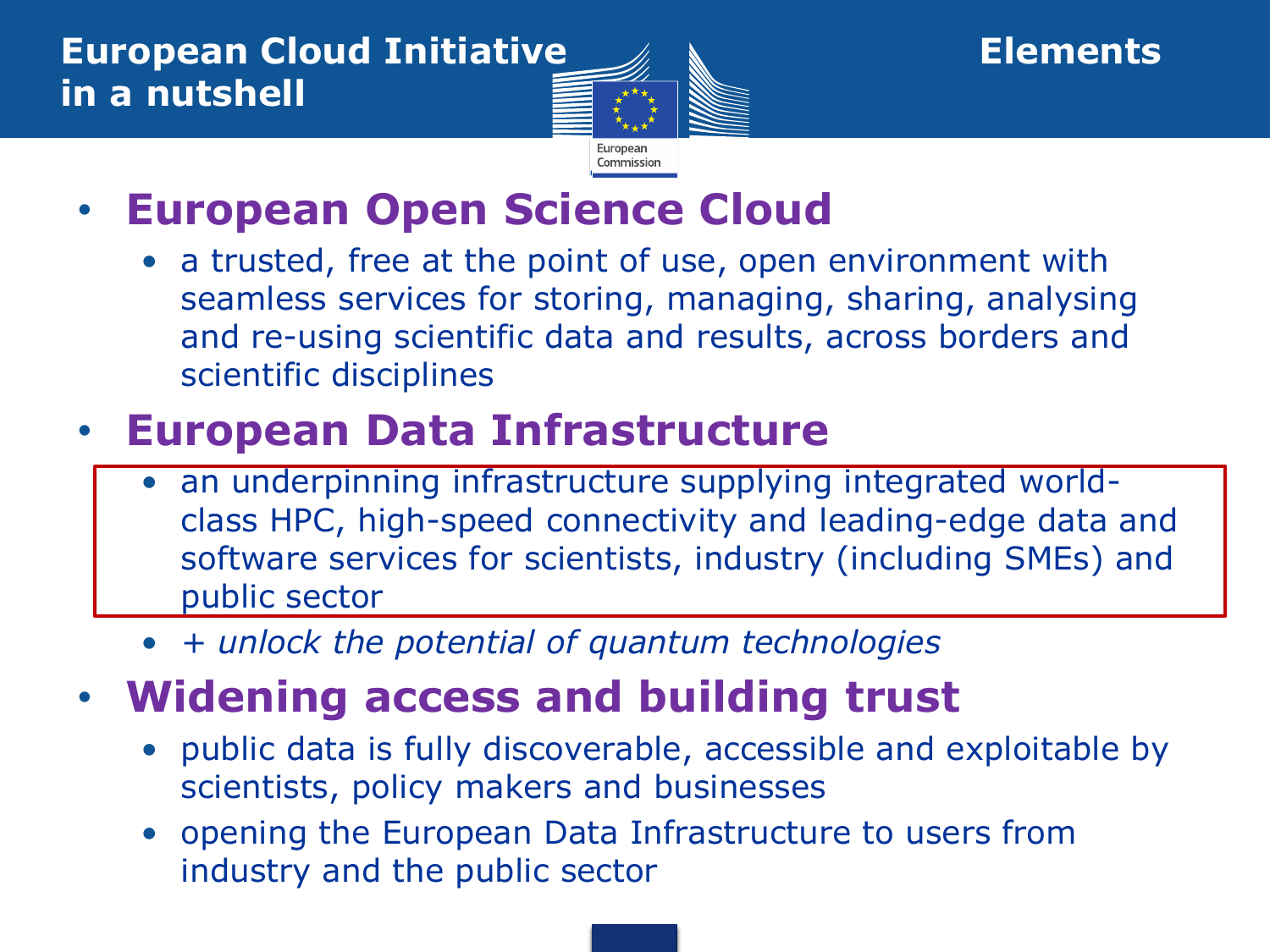# European Cloud Initiative in a nutshell

## Elements

- **European Open Science Cloud**
  - a trusted, free at the point of use, open environment with seamless services for storing, managing, sharing, analysing and re-using scientific data and results, across borders and scientific disciplines
- **European Data Infrastructure**
  - an underpinning infrastructure supplying integrated world-class HPC, high-speed connectivity and leading-edge data and software services for scientists, industry (including SMEs) and public sector
  - *+ unlock the potential of quantum technologies*
- **Widening access and building trust**
  - public data is fully discoverable, accessible and exploitable by scientists, policy makers and businesses
  - opening the European Data Infrastructure to users from industry and the public sector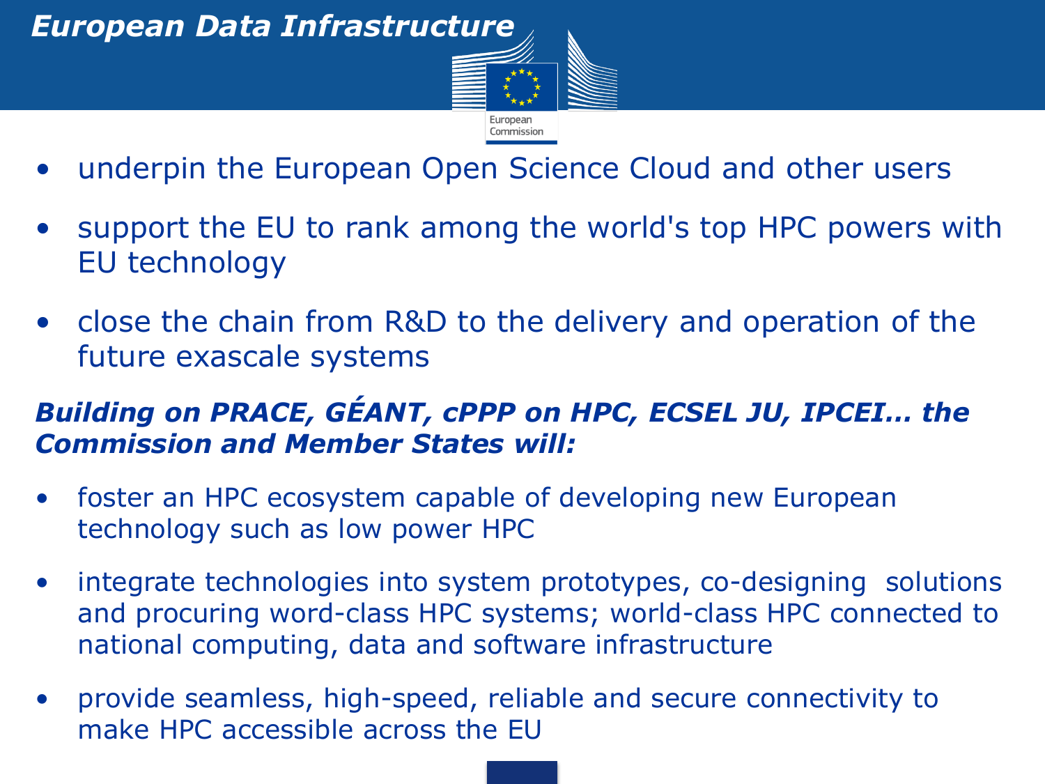# *European Data Infrastructure*

- underpin the European Open Science Cloud and other users
- support the EU to rank among the world's top HPC powers with EU technology
- close the chain from R&D to the delivery and operation of the future exascale systems

***Building on PRACE, GÉANT, cPPP on HPC, ECSEL JU, IPCEI… the Commission and Member States will:***

- foster an HPC ecosystem capable of developing new European technology such as low power HPC
- integrate technologies into system prototypes, co-designing solutions and procuring word-class HPC systems; world-class HPC connected to national computing, data and software infrastructure
- provide seamless, high-speed, reliable and secure connectivity to make HPC accessible across the EU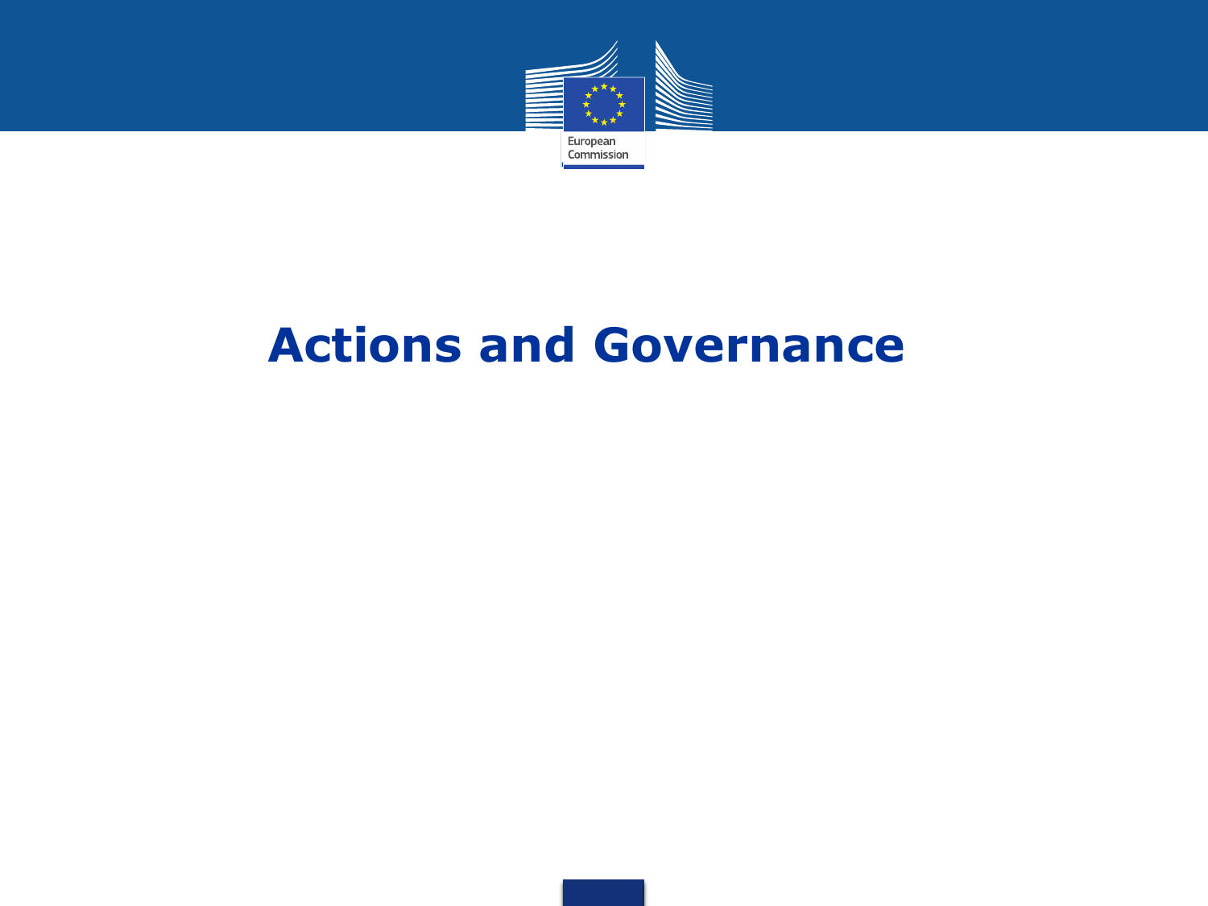# Actions and Governance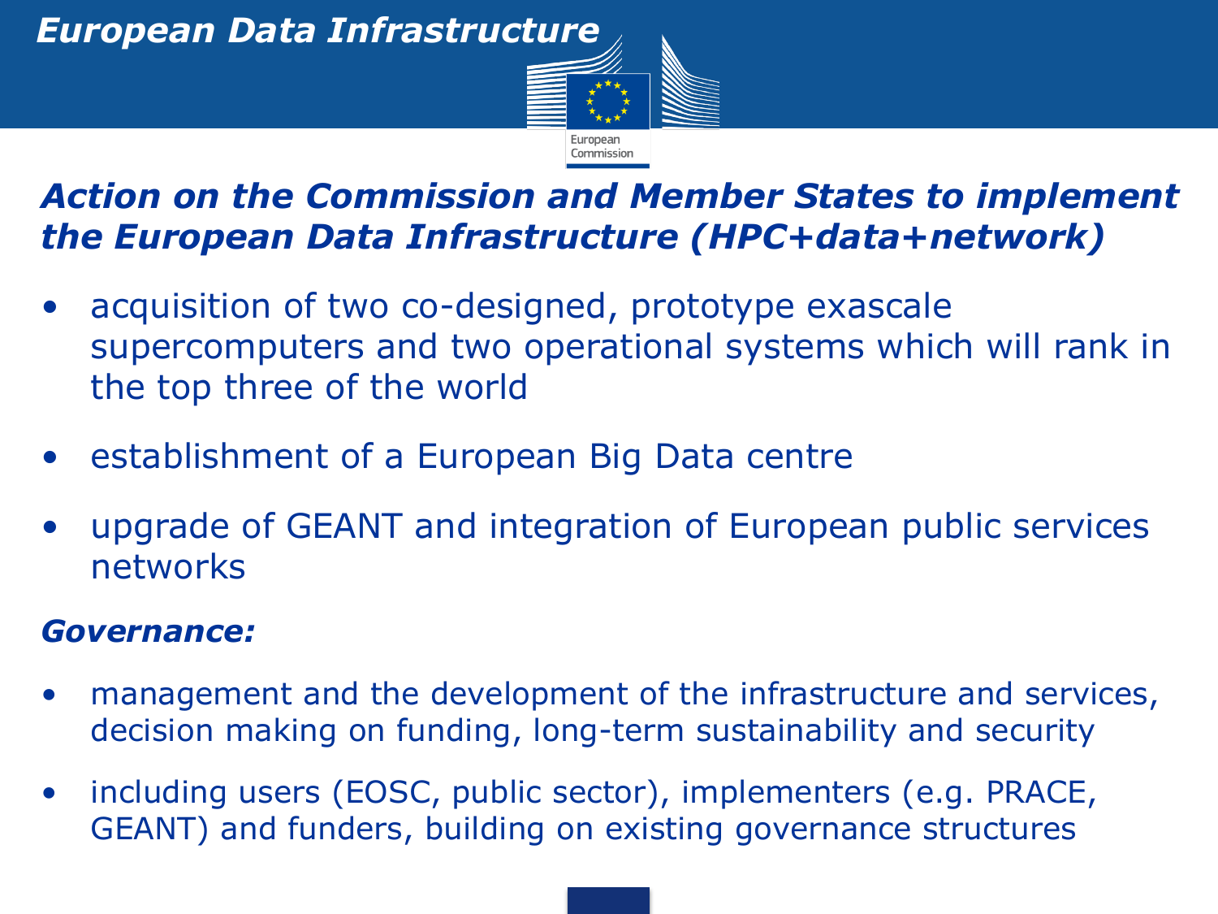# European Data Infrastructure

## *Action on the Commission and Member States to implement the European Data Infrastructure (HPC+data+network)*

- acquisition of two co-designed, prototype exascale supercomputers and two operational systems which will rank in the top three of the world
- establishment of a European Big Data centre
- upgrade of GEANT and integration of European public services networks

***Governance:***

- management and the development of the infrastructure and services, decision making on funding, long-term sustainability and security
- including users (EOSC, public sector), implementers (e.g. PRACE, GEANT) and funders, building on existing governance structures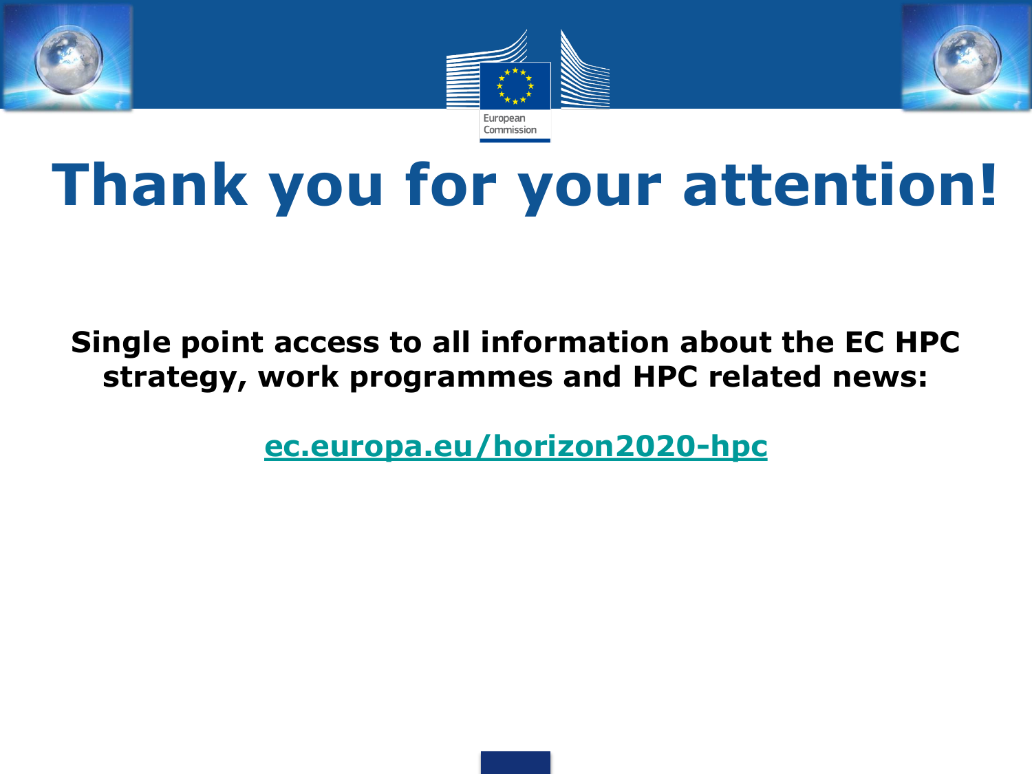# Thank you for your attention!

**Single point access to all information about the EC HPC strategy, work programmes and HPC related news:**

**ec.europa.eu/horizon2020-hpc**